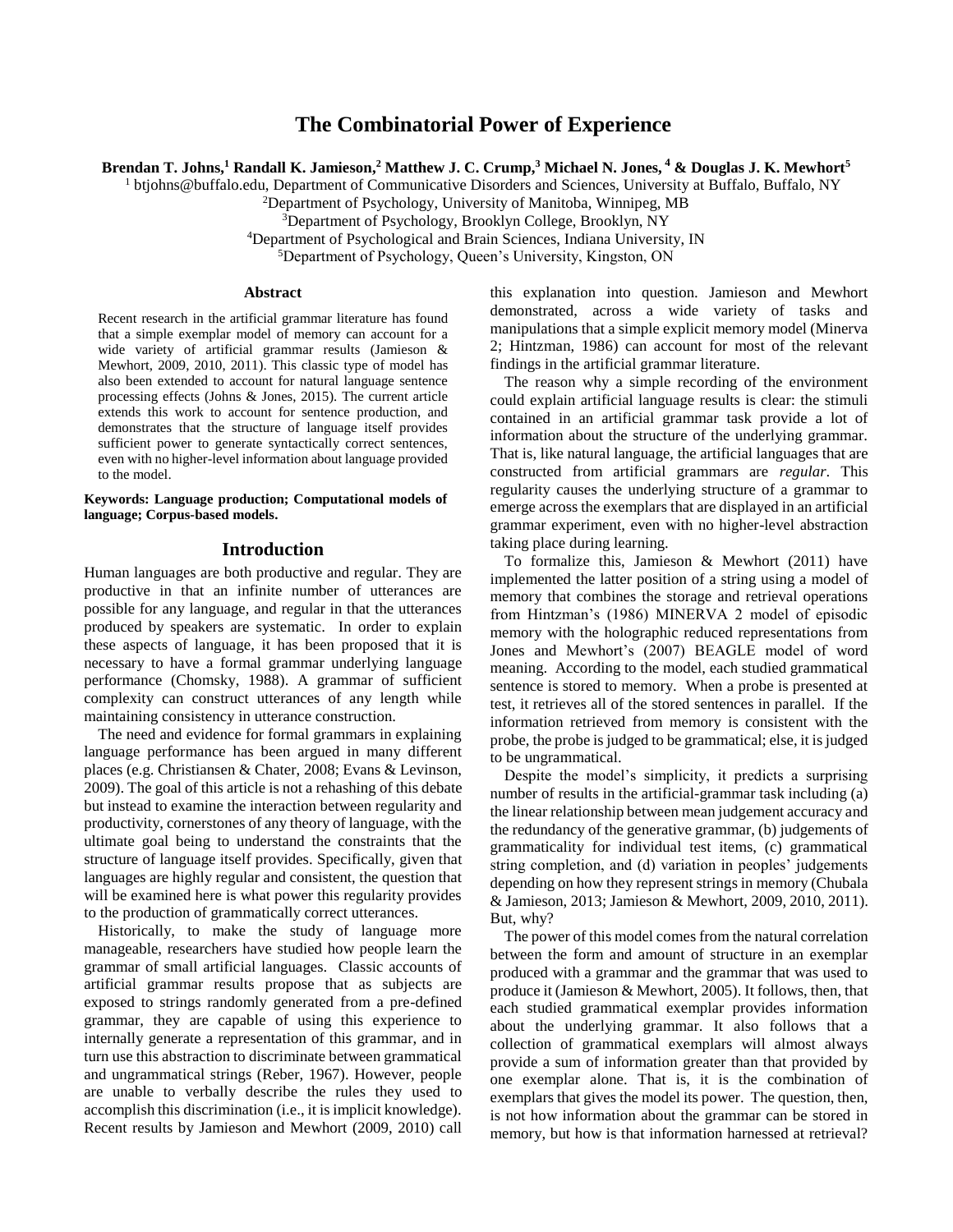# The Combinatorial Power of Experience

**Brendan T. Johns,[1] Randall K. Jamieson,[2] Matthew J. C. Crump,[3] Michael N. Jones, [4] & Douglas J. K. Mewhort[5]**

[1] btjohns@buffalo.edu, Department of Communicative Disorders and Sciences, University at Buffalo, Buffalo, NY
[2]Department of Psychology, University of Manitoba, Winnipeg, MB
[3]Department of Psychology, Brooklyn College, Brooklyn, NY
[4]Department of Psychological and Brain Sciences, Indiana University, IN
[5]Department of Psychology, Queen's University, Kingston, ON

### Abstract

Recent research in the artificial grammar literature has found that a simple exemplar model of memory can account for a wide variety of artificial grammar results (Jamieson & Mewhort, 2009, 2010, 2011). This classic type of model has also been extended to account for natural language sentence processing effects (Johns & Jones, 2015). The current article extends this work to account for sentence production, and demonstrates that the structure of language itself provides sufficient power to generate syntactically correct sentences, even with no higher-level information about language provided to the model.

**Keywords: Language production; Computational models of language; Corpus-based models.**

## Introduction

Human languages are both productive and regular. They are productive in that an infinite number of utterances are possible for any language, and regular in that the utterances produced by speakers are systematic. In order to explain these aspects of language, it has been proposed that it is necessary to have a formal grammar underlying language performance (Chomsky, 1988). A grammar of sufficient complexity can construct utterances of any length while maintaining consistency in utterance construction.

The need and evidence for formal grammars in explaining language performance has been argued in many different places (e.g. Christiansen & Chater, 2008; Evans & Levinson, 2009). The goal of this article is not a rehashing of this debate but instead to examine the interaction between regularity and productivity, cornerstones of any theory of language, with the ultimate goal being to understand the constraints that the structure of language itself provides. Specifically, given that languages are highly regular and consistent, the question that will be examined here is what power this regularity provides to the production of grammatically correct utterances.

Historically, to make the study of language more manageable, researchers have studied how people learn the grammar of small artificial languages. Classic accounts of artificial grammar results propose that as subjects are exposed to strings randomly generated from a pre-defined grammar, they are capable of using this experience to internally generate a representation of this grammar, and in turn use this abstraction to discriminate between grammatical and ungrammatical strings (Reber, 1967). However, people are unable to verbally describe the rules they used to accomplish this discrimination (i.e., it is implicit knowledge). Recent results by Jamieson and Mewhort (2009, 2010) call this explanation into question. Jamieson and Mewhort demonstrated, across a wide variety of tasks and manipulations that a simple explicit memory model (Minerva 2; Hintzman, 1986) can account for most of the relevant findings in the artificial grammar literature.

The reason why a simple recording of the environment could explain artificial language results is clear: the stimuli contained in an artificial grammar task provide a lot of information about the structure of the underlying grammar. That is, like natural language, the artificial languages that are constructed from artificial grammars are *regular*. This regularity causes the underlying structure of a grammar to emerge across the exemplars that are displayed in an artificial grammar experiment, even with no higher-level abstraction taking place during learning.

To formalize this, Jamieson & Mewhort (2011) have implemented the latter position of a string using a model of memory that combines the storage and retrieval operations from Hintzman's (1986) MINERVA 2 model of episodic memory with the holographic reduced representations from Jones and Mewhort's (2007) BEAGLE model of word meaning. According to the model, each studied grammatical sentence is stored to memory. When a probe is presented at test, it retrieves all of the stored sentences in parallel. If the information retrieved from memory is consistent with the probe, the probe is judged to be grammatical; else, it is judged to be ungrammatical.

Despite the model's simplicity, it predicts a surprising number of results in the artificial-grammar task including (a) the linear relationship between mean judgement accuracy and the redundancy of the generative grammar, (b) judgements of grammaticality for individual test items, (c) grammatical string completion, and (d) variation in peoples' judgements depending on how they represent strings in memory (Chubala & Jamieson, 2013; Jamieson & Mewhort, 2009, 2010, 2011). But, why?

The power of this model comes from the natural correlation between the form and amount of structure in an exemplar produced with a grammar and the grammar that was used to produce it (Jamieson & Mewhort, 2005). It follows, then, that each studied grammatical exemplar provides information about the underlying grammar. It also follows that a collection of grammatical exemplars will almost always provide a sum of information greater than that provided by one exemplar alone. That is, it is the combination of exemplars that gives the model its power. The question, then, is not how information about the grammar can be stored in memory, but how is that information harnessed at retrieval?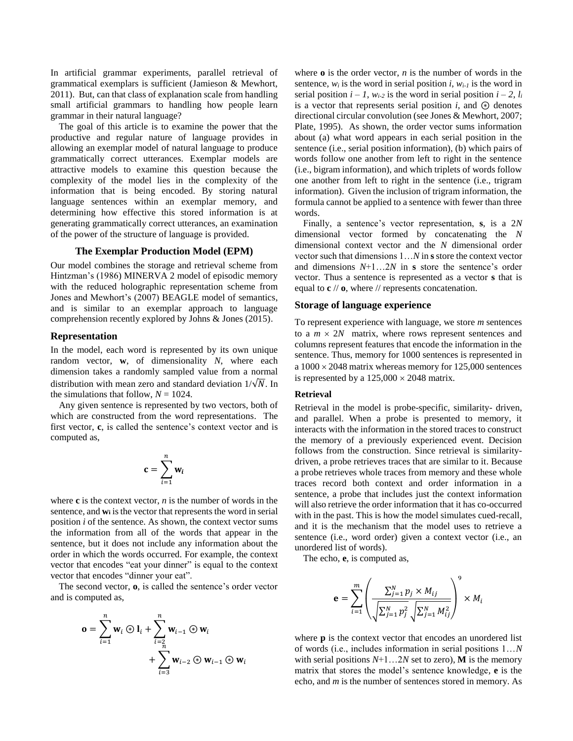In artificial grammar experiments, parallel retrieval of grammatical exemplars is sufficient (Jamieson & Mewhort, 2011). But, can that class of explanation scale from handling small artificial grammars to handling how people learn grammar in their natural language?

The goal of this article is to examine the power that the productive and regular nature of language provides in allowing an exemplar model of natural language to produce grammatically correct utterances. Exemplar models are attractive models to examine this question because the complexity of the model lies in the complexity of the information that is being encoded. By storing natural language sentences within an exemplar memory, and determining how effective this stored information is at generating grammatically correct utterances, an examination of the power of the structure of language is provided.

## The Exemplar Production Model (EPM)

Our model combines the storage and retrieval scheme from Hintzman's (1986) MINERVA 2 model of episodic memory with the reduced holographic representation scheme from Jones and Mewhort's (2007) BEAGLE model of semantics, and is similar to an exemplar approach to language comprehension recently explored by Johns & Jones (2015).

### Representation

In the model, each word is represented by its own unique random vector, **w**, of dimensionality $N$, where each dimension takes a randomly sampled value from a normal distribution with mean zero and standard deviation $1/\sqrt{N}$. In the simulations that follow, $N = 1024$.

Any given sentence is represented by two vectors, both of which are constructed from the word representations. The first vector, **c**, is called the sentence's context vector and is computed as,

$$\mathbf{c} = \sum_{i=1}^{n} \mathbf{w}_i$$

where **c** is the context vector, $n$ is the number of words in the sentence, and $\mathbf{w}_i$ is the vector that represents the word in serial position $i$ of the sentence. As shown, the context vector sums the information from all of the words that appear in the sentence, but it does not include any information about the order in which the words occurred. For example, the context vector that encodes "eat your dinner" is equal to the context vector that encodes "dinner your eat".

The second vector, **o**, is called the sentence's order vector and is computed as,

$$\mathbf{o} = \sum_{i=1}^{n} \mathbf{w}_i \circledast \mathbf{l}_i + \sum_{i=2}^{n} \mathbf{w}_{i-1} \circledast \mathbf{w}_i + \sum_{i=3}^{n} \mathbf{w}_{i-2} \circledast \mathbf{w}_{i-1} \circledast \mathbf{w}_i$$

where **o** is the order vector, $n$ is the number of words in the sentence, $w_i$ is the word in serial position $i$, $w_{i-1}$ is the word in serial position $i-1$, $w_{i-2}$ is the word in serial position $i-2$, $l_i$ is a vector that represents serial position $i$, and $\circledast$ denotes directional circular convolution (see Jones & Mewhort, 2007; Plate, 1995). As shown, the order vector sums information about (a) what word appears in each serial position in the sentence (i.e., serial position information), (b) which pairs of words follow one another from left to right in the sentence (i.e., bigram information), and which triplets of words follow one another from left to right in the sentence (i.e., trigram information). Given the inclusion of trigram information, the formula cannot be applied to a sentence with fewer than three words.

Finally, a sentence's vector representation, **s**, is a $2N$ dimensional vector formed by concatenating the $N$ dimensional context vector and the $N$ dimensional order vector such that dimensions $1 \ldots N$ in **s** store the context vector and dimensions $N+1 \ldots 2N$ in **s** store the sentence's order vector. Thus a sentence is represented as a vector **s** that is equal to **c** // **o**, where // represents concatenation.

### Storage of language experience

To represent experience with language, we store $m$ sentences to a $m \times 2N$ matrix, where rows represent sentences and columns represent features that encode the information in the sentence. Thus, memory for 1000 sentences is represented in a $1000 \times 2048$ matrix whereas memory for 125,000 sentences is represented by a $125{,}000 \times 2048$ matrix.

#### Retrieval

Retrieval in the model is probe-specific, similarity- driven, and parallel. When a probe is presented to memory, it interacts with the information in the stored traces to construct the memory of a previously experienced event. Decision follows from the construction. Since retrieval is similarity-driven, a probe retrieves traces that are similar to it. Because a probe retrieves whole traces from memory and these whole traces record both context and order information in a sentence, a probe that includes just the context information will also retrieve the order information that it has co-occurred with in the past. This is how the model simulates cued-recall, and it is the mechanism that the model uses to retrieve a sentence (i.e., word order) given a context vector (i.e., an unordered list of words).

The echo, **e**, is computed as,

$$\mathbf{e} = \sum_{i=1}^{m} \left( \frac{\sum_{j=1}^{N} p_j \times M_{ij}}{\sqrt{\sum_{j=1}^{N} p_j^2} \sqrt{\sum_{j=1}^{N} M_{ij}^2}} \right)^9 \times M_i$$

where **p** is the context vector that encodes an unordered list of words (i.e., includes information in serial positions $1 \ldots N$ with serial positions $N+1 \ldots 2N$ set to zero), **M** is the memory matrix that stores the model's sentence knowledge, **e** is the echo, and $m$ is the number of sentences stored in memory. As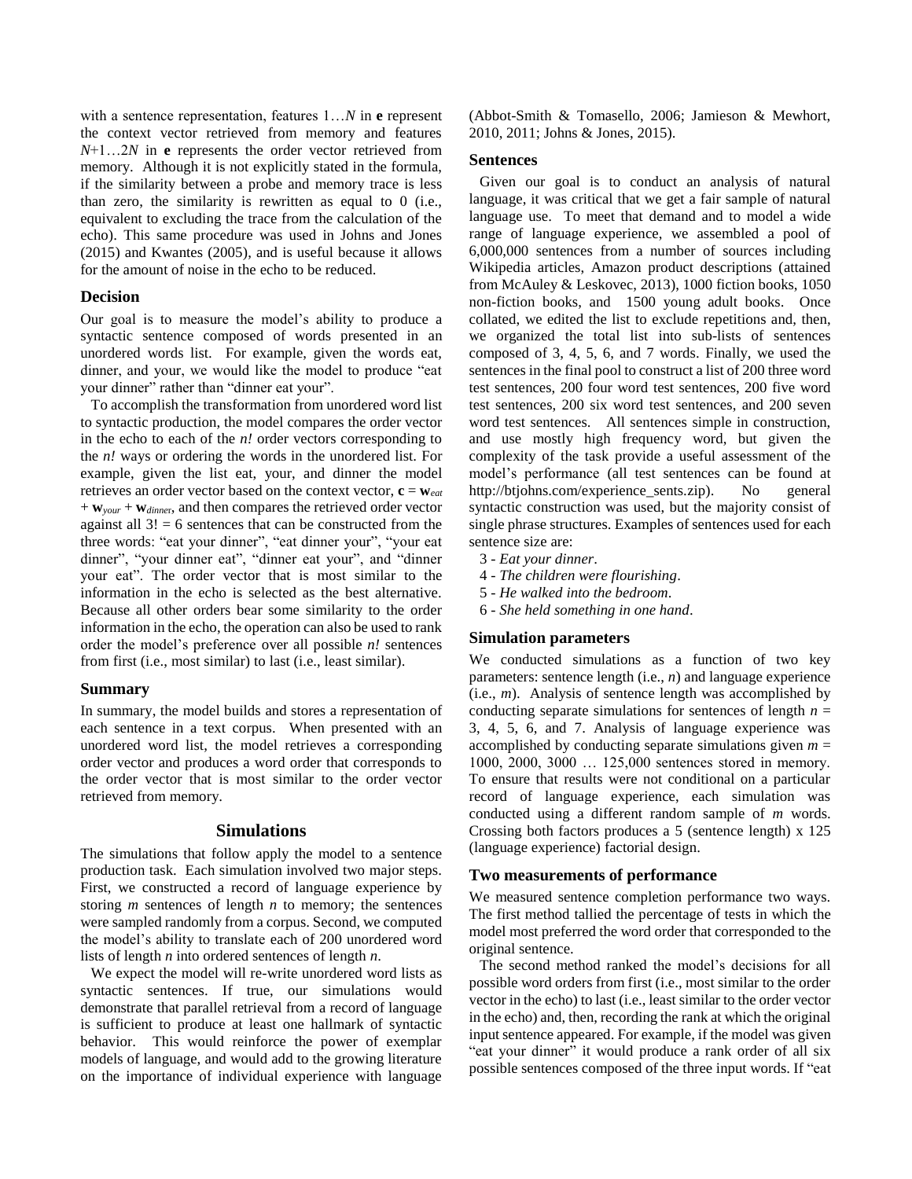with a sentence representation, features 1…$N$ in **e** represent the context vector retrieved from memory and features $N$+1…2$N$ in **e** represents the order vector retrieved from memory. Although it is not explicitly stated in the formula, if the similarity between a probe and memory trace is less than zero, the similarity is rewritten as equal to 0 (i.e., equivalent to excluding the trace from the calculation of the echo). This same procedure was used in Johns and Jones (2015) and Kwantes (2005), and is useful because it allows for the amount of noise in the echo to be reduced.

### Decision

Our goal is to measure the model's ability to produce a syntactic sentence composed of words presented in an unordered words list. For example, given the words eat, dinner, and your, we would like the model to produce "eat your dinner" rather than "dinner eat your".

To accomplish the transformation from unordered word list to syntactic production, the model compares the order vector in the echo to each of the $n!$ order vectors corresponding to the $n!$ ways or ordering the words in the unordered list. For example, given the list eat, your, and dinner the model retrieves an order vector based on the context vector, $\mathbf{c} = \mathbf{w}_{eat} + \mathbf{w}_{your} + \mathbf{w}_{dinner}$, and then compares the retrieved order vector against all 3! = 6 sentences that can be constructed from the three words: "eat your dinner", "eat dinner your", "your eat dinner", "your dinner eat", "dinner eat your", and "dinner your eat". The order vector that is most similar to the information in the echo is selected as the best alternative. Because all other orders bear some similarity to the order information in the echo, the operation can also be used to rank order the model's preference over all possible $n!$ sentences from first (i.e., most similar) to last (i.e., least similar).

### Summary

In summary, the model builds and stores a representation of each sentence in a text corpus. When presented with an unordered word list, the model retrieves a corresponding order vector and produces a word order that corresponds to the order vector that is most similar to the order vector retrieved from memory.

## Simulations

The simulations that follow apply the model to a sentence production task. Each simulation involved two major steps. First, we constructed a record of language experience by storing $m$ sentences of length $n$ to memory; the sentences were sampled randomly from a corpus. Second, we computed the model's ability to translate each of 200 unordered word lists of length $n$ into ordered sentences of length $n$.

We expect the model will re-write unordered word lists as syntactic sentences. If true, our simulations would demonstrate that parallel retrieval from a record of language is sufficient to produce at least one hallmark of syntactic behavior. This would reinforce the power of exemplar models of language, and would add to the growing literature on the importance of individual experience with language (Abbot-Smith & Tomasello, 2006; Jamieson & Mewhort, 2010, 2011; Johns & Jones, 2015).

### Sentences

Given our goal is to conduct an analysis of natural language, it was critical that we get a fair sample of natural language use. To meet that demand and to model a wide range of language experience, we assembled a pool of 6,000,000 sentences from a number of sources including Wikipedia articles, Amazon product descriptions (attained from McAuley & Leskovec, 2013), 1000 fiction books, 1050 non-fiction books, and 1500 young adult books. Once collated, we edited the list to exclude repetitions and, then, we organized the total list into sub-lists of sentences composed of 3, 4, 5, 6, and 7 words. Finally, we used the sentences in the final pool to construct a list of 200 three word test sentences, 200 four word test sentences, 200 five word test sentences, 200 six word test sentences, and 200 seven word test sentences. All sentences simple in construction, and use mostly high frequency word, but given the complexity of the task provide a useful assessment of the model's performance (all test sentences can be found at http://btjohns.com/experience_sents.zip). No general syntactic construction was used, but the majority consist of single phrase structures. Examples of sentences used for each sentence size are:

3 - *Eat your dinner*.
4 - *The children were flourishing*.
5 - *He walked into the bedroom*.
6 - *She held something in one hand*.

### Simulation parameters

We conducted simulations as a function of two key parameters: sentence length (i.e., $n$) and language experience (i.e., $m$). Analysis of sentence length was accomplished by conducting separate simulations for sentences of length $n$ = 3, 4, 5, 6, and 7. Analysis of language experience was accomplished by conducting separate simulations given $m$ = 1000, 2000, 3000 … 125,000 sentences stored in memory. To ensure that results were not conditional on a particular record of language experience, each simulation was conducted using a different random sample of $m$ words. Crossing both factors produces a 5 (sentence length) x 125 (language experience) factorial design.

### Two measurements of performance

We measured sentence completion performance two ways. The first method tallied the percentage of tests in which the model most preferred the word order that corresponded to the original sentence.

The second method ranked the model's decisions for all possible word orders from first (i.e., most similar to the order vector in the echo) to last (i.e., least similar to the order vector in the echo) and, then, recording the rank at which the original input sentence appeared. For example, if the model was given "eat your dinner" it would produce a rank order of all six possible sentences composed of the three input words. If "eat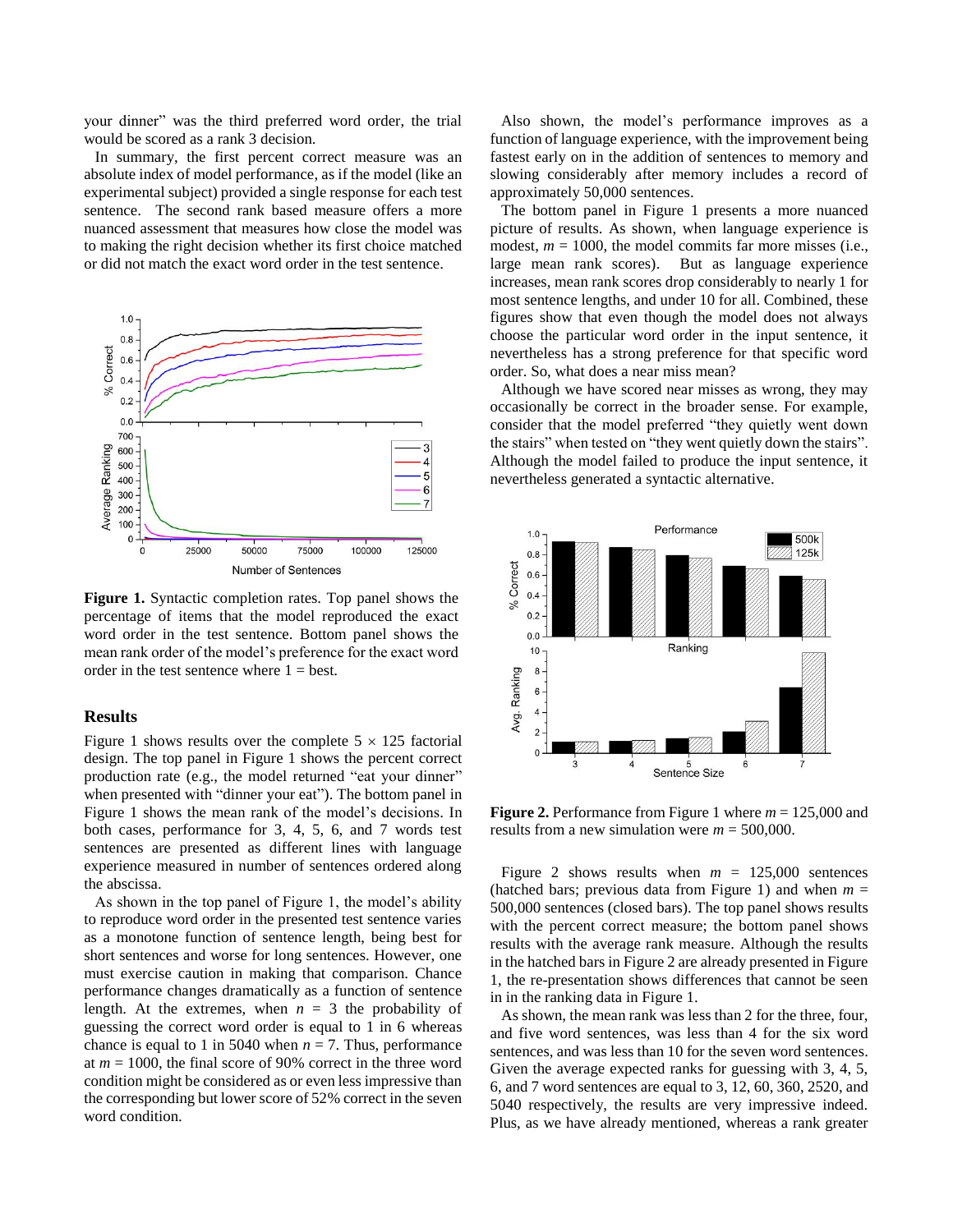your dinner" was the third preferred word order, the trial would be scored as a rank 3 decision.

In summary, the first percent correct measure was an absolute index of model performance, as if the model (like an experimental subject) provided a single response for each test sentence. The second rank based measure offers a more nuanced assessment that measures how close the model was to making the right decision whether its first choice matched or did not match the exact word order in the test sentence.

**Figure 1.** Syntactic completion rates. Top panel shows the percentage of items that the model reproduced the exact word order in the test sentence. Bottom panel shows the mean rank order of the model's preference for the exact word order in the test sentence where 1 = best.

## Results

Figure 1 shows results over the complete $5 \times 125$ factorial design. The top panel in Figure 1 shows the percent correct production rate (e.g., the model returned "eat your dinner" when presented with "dinner your eat"). The bottom panel in Figure 1 shows the mean rank of the model's decisions. In both cases, performance for 3, 4, 5, 6, and 7 words test sentences are presented as different lines with language experience measured in number of sentences ordered along the abscissa.

As shown in the top panel of Figure 1, the model's ability to reproduce word order in the presented test sentence varies as a monotone function of sentence length, being best for short sentences and worse for long sentences. However, one must exercise caution in making that comparison. Chance performance changes dramatically as a function of sentence length. At the extremes, when $n$ = 3 the probability of guessing the correct word order is equal to 1 in 6 whereas chance is equal to 1 in 5040 when $n$ = 7. Thus, performance at $m$ = 1000, the final score of 90% correct in the three word condition might be considered as or even less impressive than the corresponding but lower score of 52% correct in the seven word condition.

Also shown, the model's performance improves as a function of language experience, with the improvement being fastest early on in the addition of sentences to memory and slowing considerably after memory includes a record of approximately 50,000 sentences.

The bottom panel in Figure 1 presents a more nuanced picture of results. As shown, when language experience is modest, $m$ = 1000, the model commits far more misses (i.e., large mean rank scores). But as language experience increases, mean rank scores drop considerably to nearly 1 for most sentence lengths, and under 10 for all. Combined, these figures show that even though the model does not always choose the particular word order in the input sentence, it nevertheless has a strong preference for that specific word order. So, what does a near miss mean?

Although we have scored near misses as wrong, they may occasionally be correct in the broader sense. For example, consider that the model preferred "they quietly went down the stairs" when tested on "they went quietly down the stairs". Although the model failed to produce the input sentence, it nevertheless generated a syntactic alternative.

**Figure 2.** Performance from Figure 1 where $m$ = 125,000 and results from a new simulation were $m$ = 500,000.

Figure 2 shows results when $m$ = 125,000 sentences (hatched bars; previous data from Figure 1) and when $m$ = 500,000 sentences (closed bars). The top panel shows results with the percent correct measure; the bottom panel shows results with the average rank measure. Although the results in the hatched bars in Figure 2 are already presented in Figure 1, the re-presentation shows differences that cannot be seen in in the ranking data in Figure 1.

As shown, the mean rank was less than 2 for the three, four, and five word sentences, was less than 4 for the six word sentences, and was less than 10 for the seven word sentences. Given the average expected ranks for guessing with 3, 4, 5, 6, and 7 word sentences are equal to 3, 12, 60, 360, 2520, and 5040 respectively, the results are very impressive indeed. Plus, as we have already mentioned, whereas a rank greater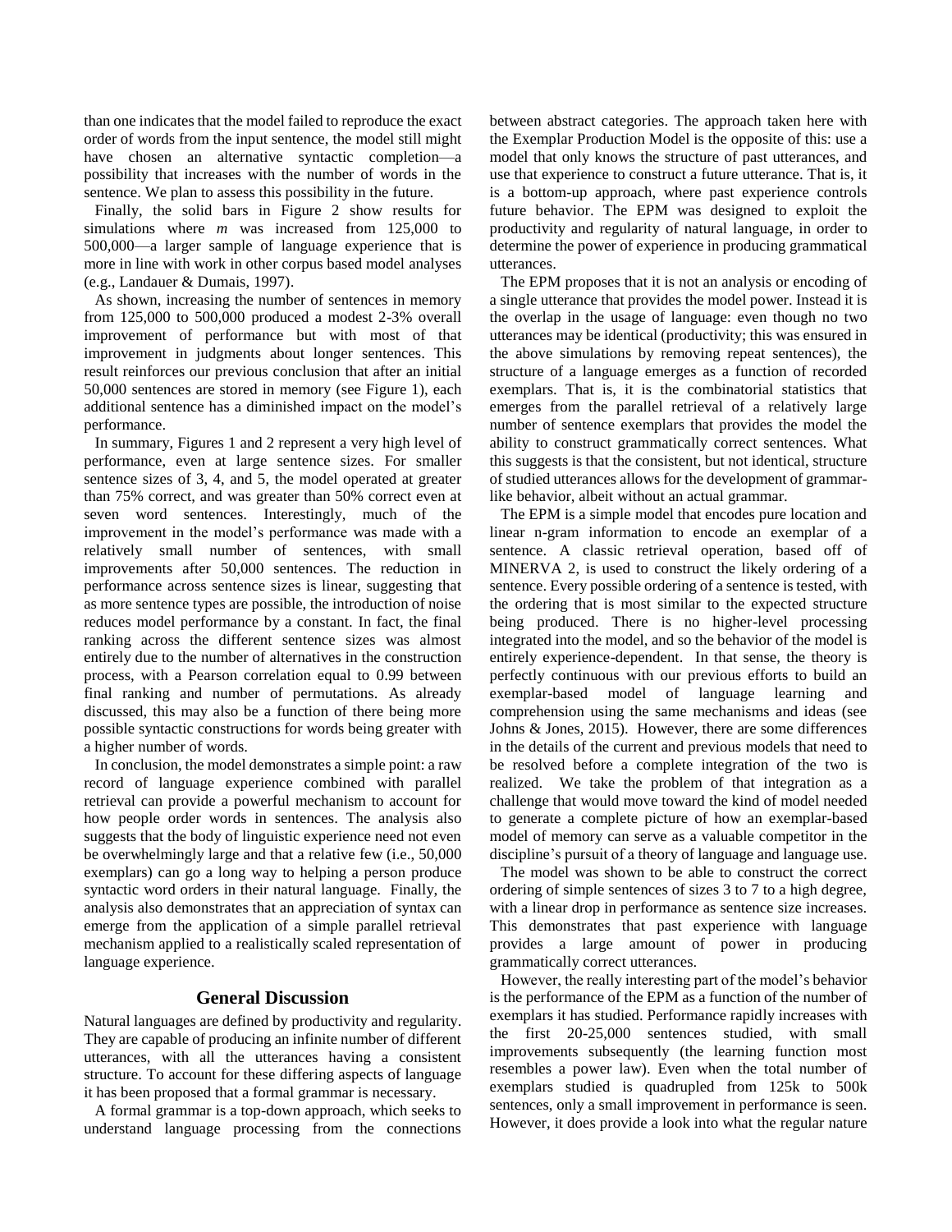than one indicates that the model failed to reproduce the exact order of words from the input sentence, the model still might have chosen an alternative syntactic completion—a possibility that increases with the number of words in the sentence. We plan to assess this possibility in the future.

Finally, the solid bars in Figure 2 show results for simulations where *m* was increased from 125,000 to 500,000—a larger sample of language experience that is more in line with work in other corpus based model analyses (e.g., Landauer & Dumais, 1997).

As shown, increasing the number of sentences in memory from 125,000 to 500,000 produced a modest 2-3% overall improvement of performance but with most of that improvement in judgments about longer sentences. This result reinforces our previous conclusion that after an initial 50,000 sentences are stored in memory (see Figure 1), each additional sentence has a diminished impact on the model's performance.

In summary, Figures 1 and 2 represent a very high level of performance, even at large sentence sizes. For smaller sentence sizes of 3, 4, and 5, the model operated at greater than 75% correct, and was greater than 50% correct even at seven word sentences. Interestingly, much of the improvement in the model's performance was made with a relatively small number of sentences, with small improvements after 50,000 sentences. The reduction in performance across sentence sizes is linear, suggesting that as more sentence types are possible, the introduction of noise reduces model performance by a constant. In fact, the final ranking across the different sentence sizes was almost entirely due to the number of alternatives in the construction process, with a Pearson correlation equal to 0.99 between final ranking and number of permutations. As already discussed, this may also be a function of there being more possible syntactic constructions for words being greater with a higher number of words.

In conclusion, the model demonstrates a simple point: a raw record of language experience combined with parallel retrieval can provide a powerful mechanism to account for how people order words in sentences. The analysis also suggests that the body of linguistic experience need not even be overwhelmingly large and that a relative few (i.e., 50,000 exemplars) can go a long way to helping a person produce syntactic word orders in their natural language. Finally, the analysis also demonstrates that an appreciation of syntax can emerge from the application of a simple parallel retrieval mechanism applied to a realistically scaled representation of language experience.

## General Discussion

Natural languages are defined by productivity and regularity. They are capable of producing an infinite number of different utterances, with all the utterances having a consistent structure. To account for these differing aspects of language it has been proposed that a formal grammar is necessary.

A formal grammar is a top-down approach, which seeks to understand language processing from the connections between abstract categories. The approach taken here with the Exemplar Production Model is the opposite of this: use a model that only knows the structure of past utterances, and use that experience to construct a future utterance. That is, it is a bottom-up approach, where past experience controls future behavior. The EPM was designed to exploit the productivity and regularity of natural language, in order to determine the power of experience in producing grammatical utterances.

The EPM proposes that it is not an analysis or encoding of a single utterance that provides the model power. Instead it is the overlap in the usage of language: even though no two utterances may be identical (productivity; this was ensured in the above simulations by removing repeat sentences), the structure of a language emerges as a function of recorded exemplars. That is, it is the combinatorial statistics that emerges from the parallel retrieval of a relatively large number of sentence exemplars that provides the model the ability to construct grammatically correct sentences. What this suggests is that the consistent, but not identical, structure of studied utterances allows for the development of grammar-like behavior, albeit without an actual grammar.

The EPM is a simple model that encodes pure location and linear n-gram information to encode an exemplar of a sentence. A classic retrieval operation, based off of MINERVA 2, is used to construct the likely ordering of a sentence. Every possible ordering of a sentence is tested, with the ordering that is most similar to the expected structure being produced. There is no higher-level processing integrated into the model, and so the behavior of the model is entirely experience-dependent. In that sense, the theory is perfectly continuous with our previous efforts to build an exemplar-based model of language learning and comprehension using the same mechanisms and ideas (see Johns & Jones, 2015). However, there are some differences in the details of the current and previous models that need to be resolved before a complete integration of the two is realized. We take the problem of that integration as a challenge that would move toward the kind of model needed to generate a complete picture of how an exemplar-based model of memory can serve as a valuable competitor in the discipline's pursuit of a theory of language and language use.

The model was shown to be able to construct the correct ordering of simple sentences of sizes 3 to 7 to a high degree, with a linear drop in performance as sentence size increases. This demonstrates that past experience with language provides a large amount of power in producing grammatically correct utterances.

However, the really interesting part of the model's behavior is the performance of the EPM as a function of the number of exemplars it has studied. Performance rapidly increases with the first 20-25,000 sentences studied, with small improvements subsequently (the learning function most resembles a power law). Even when the total number of exemplars studied is quadrupled from 125k to 500k sentences, only a small improvement in performance is seen. However, it does provide a look into what the regular nature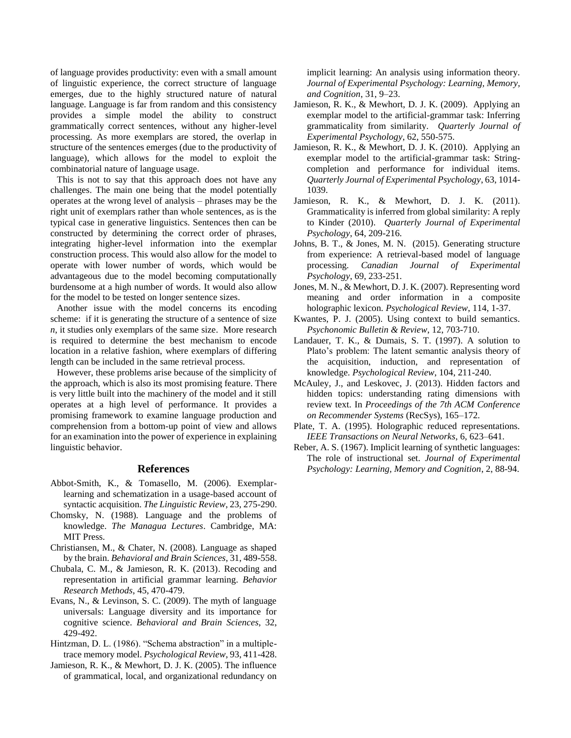of language provides productivity: even with a small amount of linguistic experience, the correct structure of language emerges, due to the highly structured nature of natural language. Language is far from random and this consistency provides a simple model the ability to construct grammatically correct sentences, without any higher-level processing. As more exemplars are stored, the overlap in structure of the sentences emerges (due to the productivity of language), which allows for the model to exploit the combinatorial nature of language usage.

This is not to say that this approach does not have any challenges. The main one being that the model potentially operates at the wrong level of analysis – phrases may be the right unit of exemplars rather than whole sentences, as is the typical case in generative linguistics. Sentences then can be constructed by determining the correct order of phrases, integrating higher-level information into the exemplar construction process. This would also allow for the model to operate with lower number of words, which would be advantageous due to the model becoming computationally burdensome at a high number of words. It would also allow for the model to be tested on longer sentence sizes.

Another issue with the model concerns its encoding scheme: if it is generating the structure of a sentence of size *n*, it studies only exemplars of the same size. More research is required to determine the best mechanism to encode location in a relative fashion, where exemplars of differing length can be included in the same retrieval process.

However, these problems arise because of the simplicity of the approach, which is also its most promising feature. There is very little built into the machinery of the model and it still operates at a high level of performance. It provides a promising framework to examine language production and comprehension from a bottom-up point of view and allows for an examination into the power of experience in explaining linguistic behavior.

## References

Abbot-Smith, K., & Tomasello, M. (2006). Exemplar-learning and schematization in a usage-based account of syntactic acquisition. *The Linguistic Review*, 23, 275-290.

Chomsky, N. (1988). Language and the problems of knowledge. *The Managua Lectures*. Cambridge, MA: MIT Press.

Christiansen, M., & Chater, N. (2008). Language as shaped by the brain. *Behavioral and Brain Sciences*, 31, 489-558.

Chubala, C. M., & Jamieson, R. K. (2013). Recoding and representation in artificial grammar learning. *Behavior Research Methods,* 45, 470-479.

Evans, N., & Levinson, S. C. (2009). The myth of language universals: Language diversity and its importance for cognitive science. *Behavioral and Brain Sciences*, 32, 429-492.

Hintzman, D. L. (1986). "Schema abstraction" in a multiple-trace memory model. *Psychological Review*, 93, 411-428.

Jamieson, R. K., & Mewhort, D. J. K. (2005). The influence of grammatical, local, and organizational redundancy on implicit learning: An analysis using information theory. *Journal of Experimental Psychology: Learning, Memory, and Cognition*, 31, 9–23.

Jamieson, R. K., & Mewhort, D. J. K. (2009). Applying an exemplar model to the artificial-grammar task: Inferring grammaticality from similarity. *Quarterly Journal of Experimental Psychology*, 62, 550-575.

Jamieson, R. K., & Mewhort, D. J. K. (2010). Applying an exemplar model to the artificial-grammar task: String-completion and performance for individual items. *Quarterly Journal of Experimental Psychology*, 63, 1014-1039.

Jamieson, R. K., & Mewhort, D. J. K. (2011). Grammaticality is inferred from global similarity: A reply to Kinder (2010). *Quarterly Journal of Experimental Psychology*, 64, 209-216.

Johns, B. T., & Jones, M. N. (2015). Generating structure from experience: A retrieval-based model of language processing. *Canadian Journal of Experimental Psychology*, 69, 233-251.

Jones, M. N., & Mewhort, D. J. K. (2007). Representing word meaning and order information in a composite holographic lexicon. *Psychological Review,* 114, 1-37.

Kwantes, P. J. (2005). Using context to build semantics. *Psychonomic Bulletin & Review*, 12, 703-710.

Landauer, T. K., & Dumais, S. T. (1997). A solution to Plato's problem: The latent semantic analysis theory of the acquisition, induction, and representation of knowledge. *Psychological Review,* 104, 211-240.

McAuley, J., and Leskovec, J. (2013). Hidden factors and hidden topics: understanding rating dimensions with review text. In *Proceedings of the 7th ACM Conference on Recommender Systems* (RecSys), 165–172.

Plate, T. A. (1995). Holographic reduced representations. *IEEE Transactions on Neural Networks*, 6, 623–641.

Reber, A. S. (1967). Implicit learning of synthetic languages: The role of instructional set. *Journal of Experimental Psychology: Learning, Memory and Cognition*, 2, 88-94.